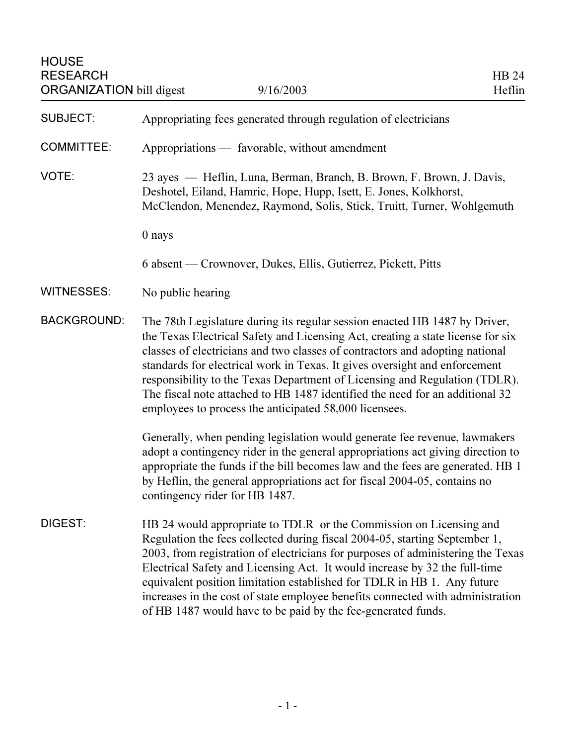HOUSE
RESEARCH
ORGANIZATION bill digest 9/16/2003

HB 24
Heflin

**SUBJECT:** Appropriating fees generated through regulation of electricians

**COMMITTEE:** Appropriations — favorable, without amendment

**VOTE:** 23 ayes — Heflin, Luna, Berman, Branch, B. Brown, F. Brown, J. Davis, Deshotel, Eiland, Hamric, Hope, Hupp, Isett, E. Jones, Kolkhorst, McClendon, Menendez, Raymond, Solis, Stick, Truitt, Turner, Wohlgemuth

0 nays

6 absent — Crownover, Dukes, Ellis, Gutierrez, Pickett, Pitts

**WITNESSES:** No public hearing

**BACKGROUND:** The 78th Legislature during its regular session enacted HB 1487 by Driver, the Texas Electrical Safety and Licensing Act, creating a state license for six classes of electricians and two classes of contractors and adopting national standards for electrical work in Texas. It gives oversight and enforcement responsibility to the Texas Department of Licensing and Regulation (TDLR). The fiscal note attached to HB 1487 identified the need for an additional 32 employees to process the anticipated 58,000 licensees.

Generally, when pending legislation would generate fee revenue, lawmakers adopt a contingency rider in the general appropriations act giving direction to appropriate the funds if the bill becomes law and the fees are generated. HB 1 by Heflin, the general appropriations act for fiscal 2004-05, contains no contingency rider for HB 1487.

**DIGEST:** HB 24 would appropriate to TDLR or the Commission on Licensing and Regulation the fees collected during fiscal 2004-05, starting September 1, 2003, from registration of electricians for purposes of administering the Texas Electrical Safety and Licensing Act. It would increase by 32 the full-time equivalent position limitation established for TDLR in HB 1. Any future increases in the cost of state employee benefits connected with administration of HB 1487 would have to be paid by the fee-generated funds.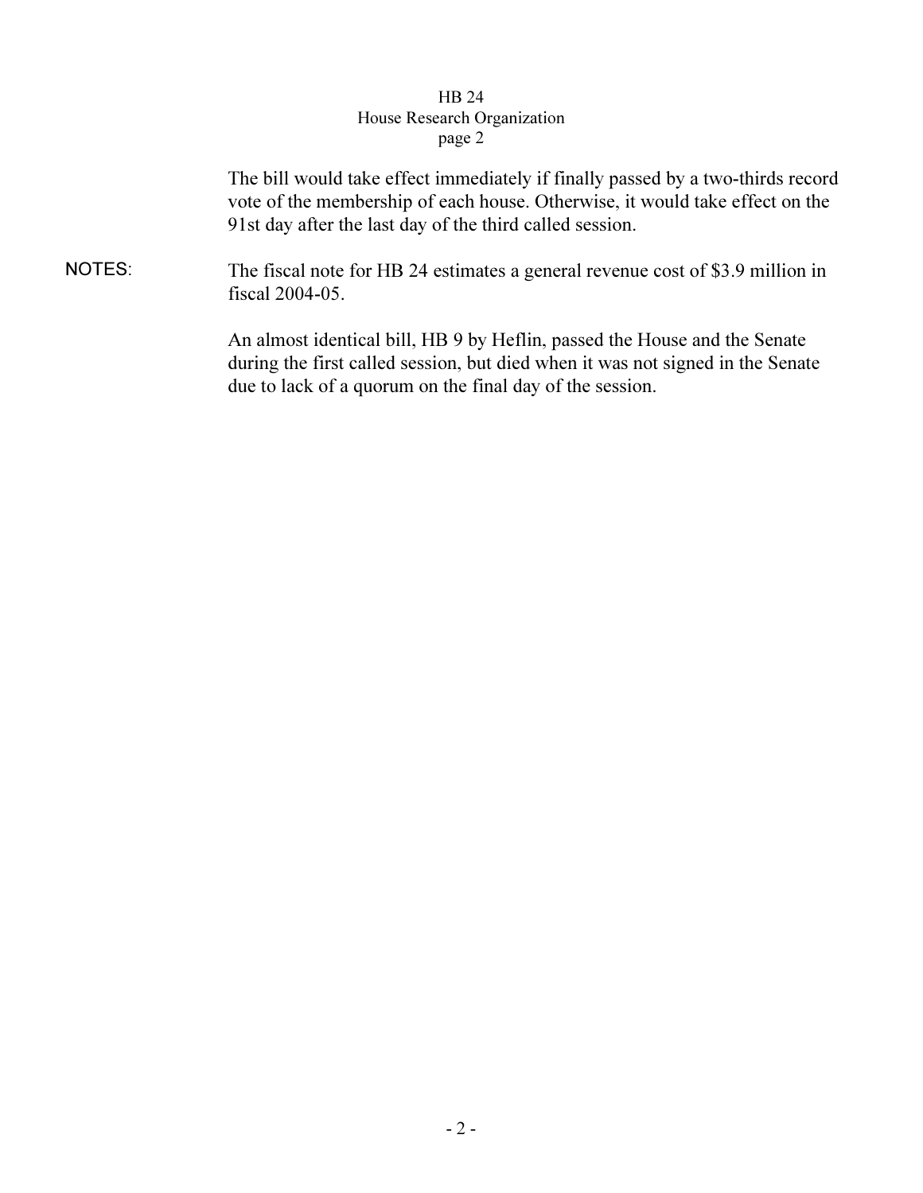The bill would take effect immediately if finally passed by a two-thirds record vote of the membership of each house. Otherwise, it would take effect on the 91st day after the last day of the third called session.

**NOTES:** The fiscal note for HB 24 estimates a general revenue cost of $3.9 million in fiscal 2004-05.

An almost identical bill, HB 9 by Heflin, passed the House and the Senate during the first called session, but died when it was not signed in the Senate due to lack of a quorum on the final day of the session.